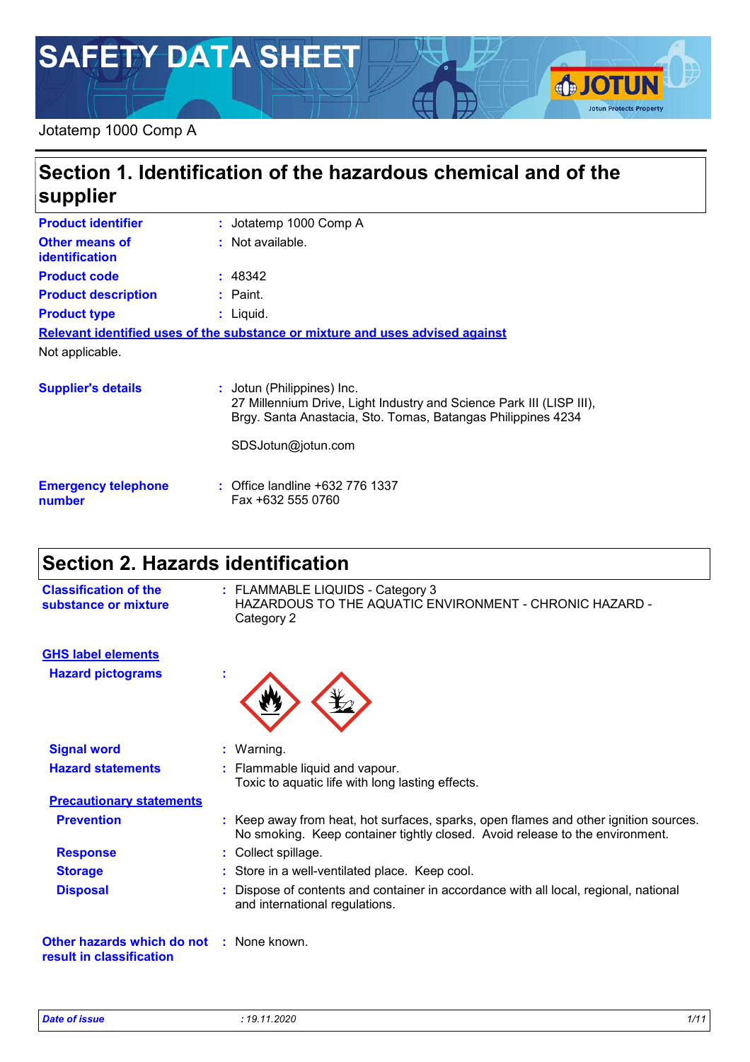# SAFETY DATA SHEET

Jotatemp 1000 Comp A

## Section 1. Identification of the hazardous chemical and of the supplier

**Product identifier** : Jotatemp 1000 Comp A

**Other means of identification** : Not available.

**Product code** : 48342

**Product description** : Paint.

**Product type** : Liquid.

**Relevant identified uses of the substance or mixture and uses advised against**

Not applicable.

**Supplier's details** : Jotun (Philippines) Inc.
27 Millennium Drive, Light Industry and Science Park III (LISP III),
Brgy. Santa Anastacia, Sto. Tomas, Batangas Philippines 4234

SDSJotun@jotun.com

**Emergency telephone number** : Office landline +632 776 1337
Fax +632 555 0760

## Section 2. Hazards identification

**Classification of the substance or mixture** : FLAMMABLE LIQUIDS - Category 3
HAZARDOUS TO THE AQUATIC ENVIRONMENT - CHRONIC HAZARD - Category 2

**GHS label elements**

**Hazard pictograms** :

**Signal word** : Warning.

**Hazard statements** : Flammable liquid and vapour.
Toxic to aquatic life with long lasting effects.

**Precautionary statements**

**Prevention** : Keep away from heat, hot surfaces, sparks, open flames and other ignition sources. No smoking. Keep container tightly closed. Avoid release to the environment.

**Response** : Collect spillage.

**Storage** : Store in a well-ventilated place. Keep cool.

**Disposal** : Dispose of contents and container in accordance with all local, regional, national and international regulations.

**Other hazards which do not result in classification** : None known.

*Date of issue* : 19.11.2020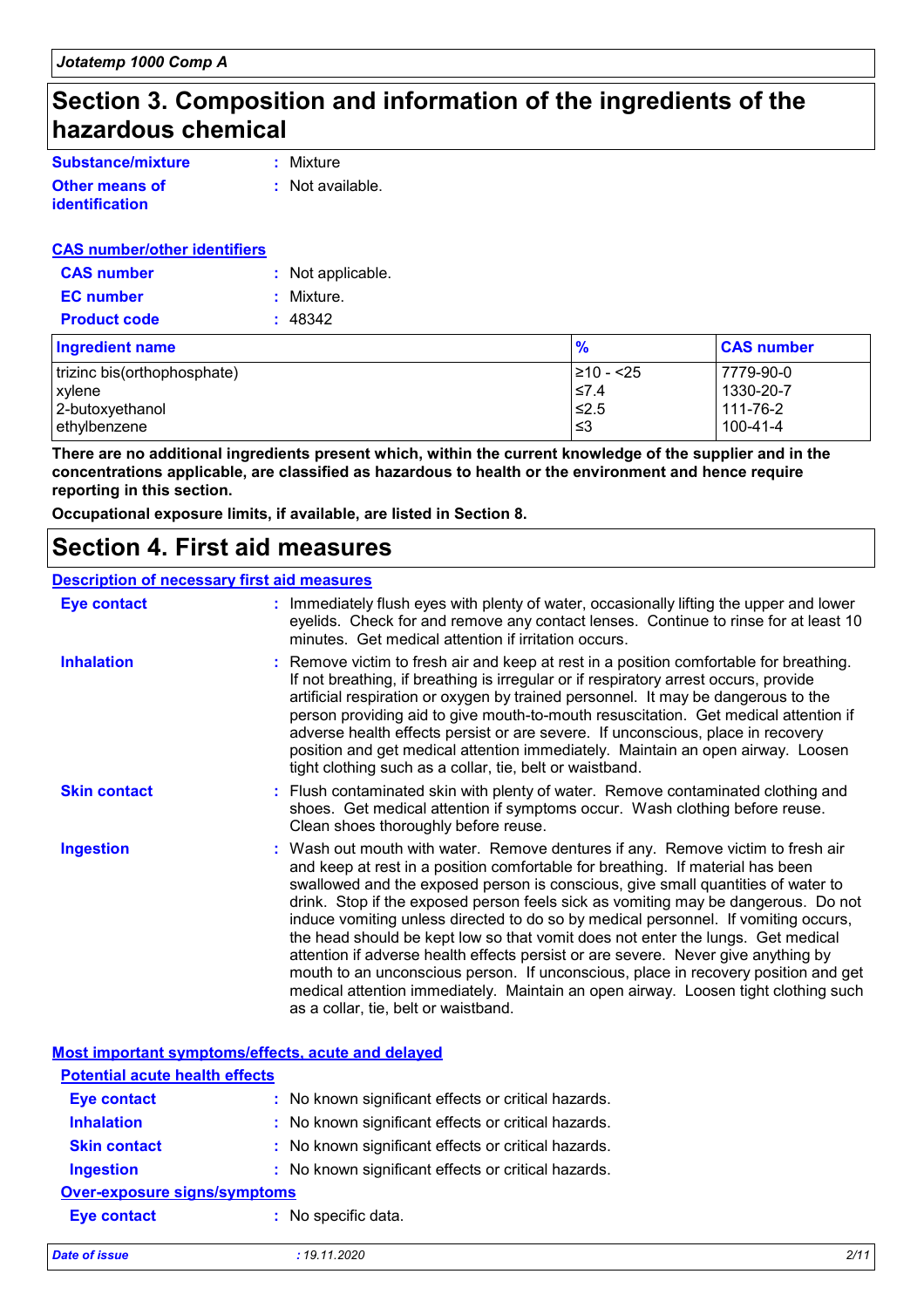## Section 3. Composition and information of the ingredients of the hazardous chemical

**Substance/mixture** : Mixture

**Other means of identification** : Not available.

**CAS number/other identifiers**

**CAS number** : Not applicable.

**EC number** : Mixture.

**Product code** : 48342

| Ingredient name | % | CAS number |
| --- | --- | --- |
| trizinc bis(orthophosphate) | ≥10 - <25 | 7779-90-0 |
| xylene | ≤7.4 | 1330-20-7 |
| 2-butoxyethanol | ≤2.5 | 111-76-2 |
| ethylbenzene | ≤3 | 100-41-4 |

**There are no additional ingredients present which, within the current knowledge of the supplier and in the concentrations applicable, are classified as hazardous to health or the environment and hence require reporting in this section.**

**Occupational exposure limits, if available, are listed in Section 8.**

## Section 4. First aid measures

**Description of necessary first aid measures**

**Eye contact** : Immediately flush eyes with plenty of water, occasionally lifting the upper and lower eyelids. Check for and remove any contact lenses. Continue to rinse for at least 10 minutes. Get medical attention if irritation occurs.

**Inhalation** : Remove victim to fresh air and keep at rest in a position comfortable for breathing. If not breathing, if breathing is irregular or if respiratory arrest occurs, provide artificial respiration or oxygen by trained personnel. It may be dangerous to the person providing aid to give mouth-to-mouth resuscitation. Get medical attention if adverse health effects persist or are severe. If unconscious, place in recovery position and get medical attention immediately. Maintain an open airway. Loosen tight clothing such as a collar, tie, belt or waistband.

**Skin contact** : Flush contaminated skin with plenty of water. Remove contaminated clothing and shoes. Get medical attention if symptoms occur. Wash clothing before reuse. Clean shoes thoroughly before reuse.

**Ingestion** : Wash out mouth with water. Remove dentures if any. Remove victim to fresh air and keep at rest in a position comfortable for breathing. If material has been swallowed and the exposed person is conscious, give small quantities of water to drink. Stop if the exposed person feels sick as vomiting may be dangerous. Do not induce vomiting unless directed to do so by medical personnel. If vomiting occurs, the head should be kept low so that vomit does not enter the lungs. Get medical attention if adverse health effects persist or are severe. Never give anything by mouth to an unconscious person. If unconscious, place in recovery position and get medical attention immediately. Maintain an open airway. Loosen tight clothing such as a collar, tie, belt or waistband.

**Most important symptoms/effects, acute and delayed**

**Potential acute health effects**

**Eye contact** : No known significant effects or critical hazards.

**Inhalation** : No known significant effects or critical hazards.

**Skin contact** : No known significant effects or critical hazards.

**Ingestion** : No known significant effects or critical hazards.

**Over-exposure signs/symptoms**

**Eye contact** : No specific data.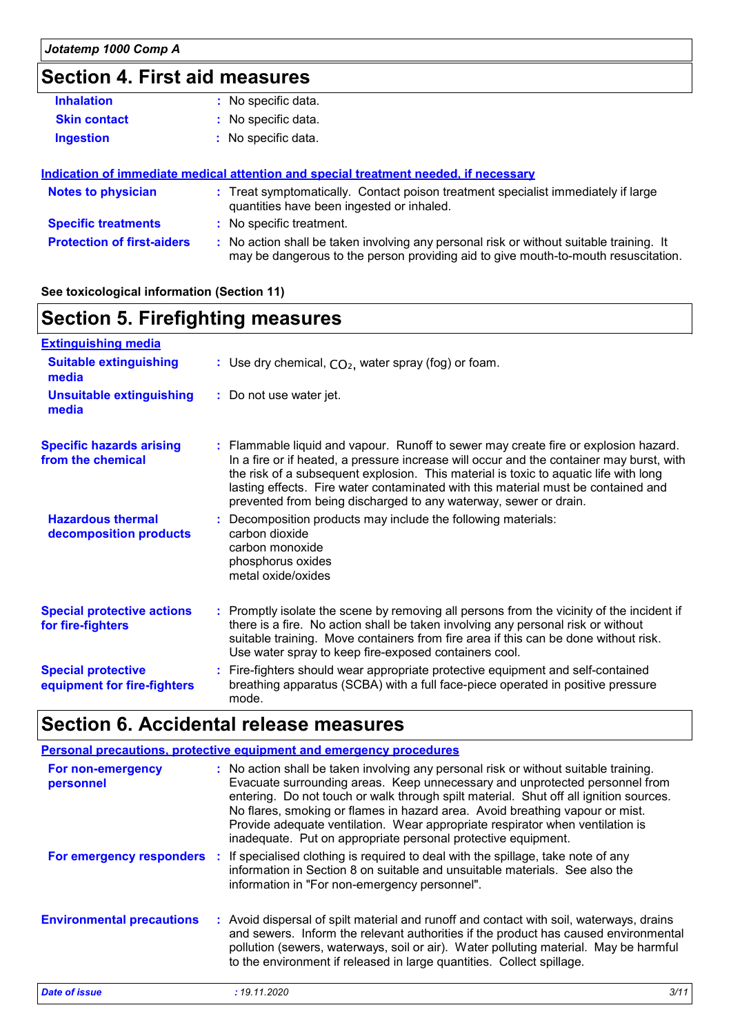## Section 4. First aid measures

**Inhalation** : No specific data.

**Skin contact** : No specific data.

**Ingestion** : No specific data.

**Indication of immediate medical attention and special treatment needed, if necessary**

**Notes to physician** : Treat symptomatically. Contact poison treatment specialist immediately if large quantities have been ingested or inhaled.

**Specific treatments** : No specific treatment.

**Protection of first-aiders** : No action shall be taken involving any personal risk or without suitable training. It may be dangerous to the person providing aid to give mouth-to-mouth resuscitation.

**See toxicological information (Section 11)**

## Section 5. Firefighting measures

**Extinguishing media**

**Suitable extinguishing media** : Use dry chemical, $CO_2$, water spray (fog) or foam.

**Unsuitable extinguishing media** : Do not use water jet.

**Specific hazards arising from the chemical** : Flammable liquid and vapour. Runoff to sewer may create fire or explosion hazard. In a fire or if heated, a pressure increase will occur and the container may burst, with the risk of a subsequent explosion. This material is toxic to aquatic life with long lasting effects. Fire water contaminated with this material must be contained and prevented from being discharged to any waterway, sewer or drain.

**Hazardous thermal decomposition products** : Decomposition products may include the following materials:
carbon dioxide
carbon monoxide
phosphorus oxides
metal oxide/oxides

**Special protective actions for fire-fighters** : Promptly isolate the scene by removing all persons from the vicinity of the incident if there is a fire. No action shall be taken involving any personal risk or without suitable training. Move containers from fire area if this can be done without risk. Use water spray to keep fire-exposed containers cool.

**Special protective equipment for fire-fighters** : Fire-fighters should wear appropriate protective equipment and self-contained breathing apparatus (SCBA) with a full face-piece operated in positive pressure mode.

## Section 6. Accidental release measures

**Personal precautions, protective equipment and emergency procedures**

**For non-emergency personnel** : No action shall be taken involving any personal risk or without suitable training. Evacuate surrounding areas. Keep unnecessary and unprotected personnel from entering. Do not touch or walk through spilt material. Shut off all ignition sources. No flares, smoking or flames in hazard area. Avoid breathing vapour or mist. Provide adequate ventilation. Wear appropriate respirator when ventilation is inadequate. Put on appropriate personal protective equipment.

**For emergency responders** : If specialised clothing is required to deal with the spillage, take note of any information in Section 8 on suitable and unsuitable materials. See also the information in "For non-emergency personnel".

**Environmental precautions** : Avoid dispersal of spilt material and runoff and contact with soil, waterways, drains and sewers. Inform the relevant authorities if the product has caused environmental pollution (sewers, waterways, soil or air). Water polluting material. May be harmful to the environment if released in large quantities. Collect spillage.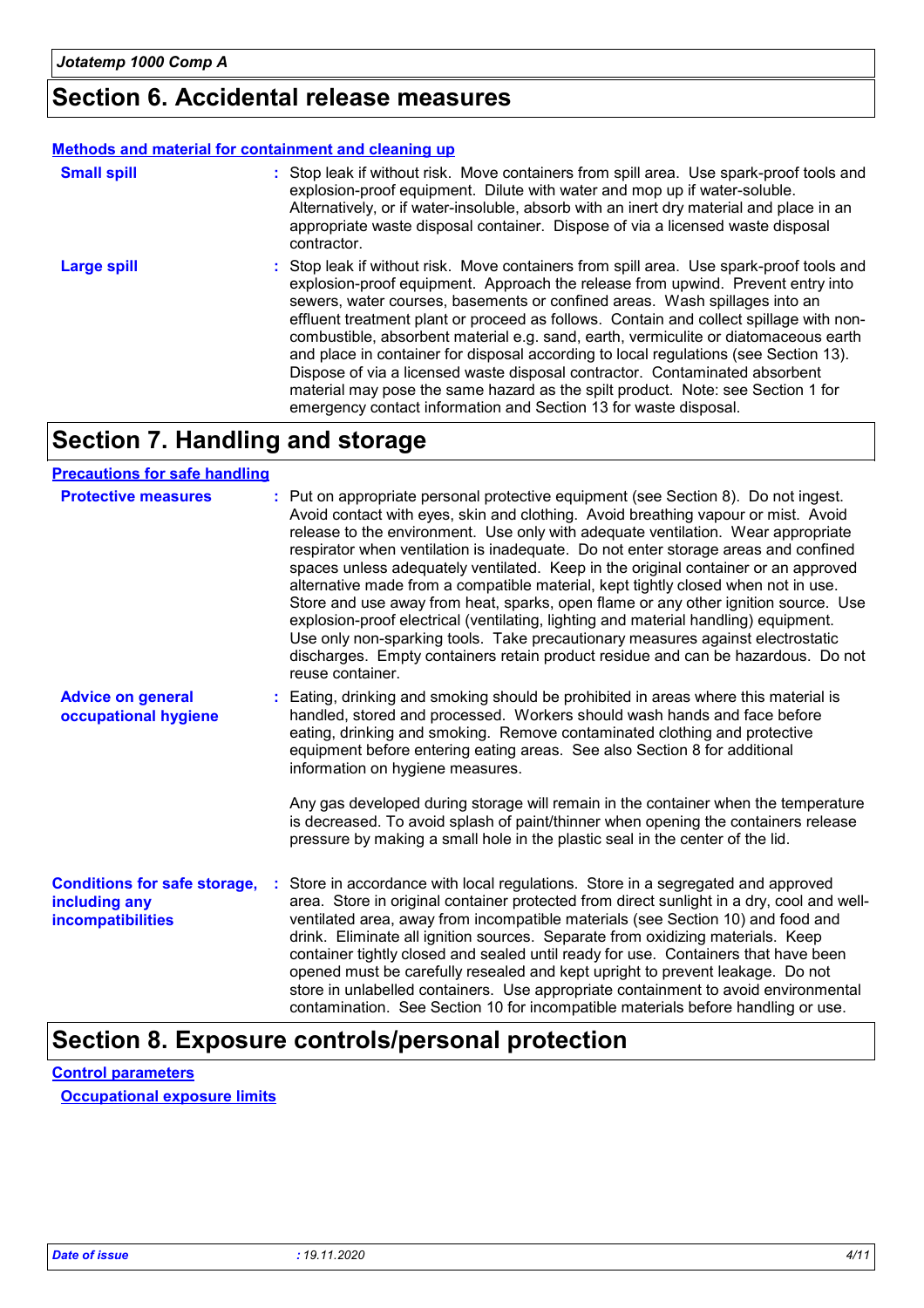## Section 6. Accidental release measures

### Methods and material for containment and cleaning up

**Small spill** : Stop leak if without risk. Move containers from spill area. Use spark-proof tools and explosion-proof equipment. Dilute with water and mop up if water-soluble. Alternatively, or if water-insoluble, absorb with an inert dry material and place in an appropriate waste disposal container. Dispose of via a licensed waste disposal contractor.

**Large spill** : Stop leak if without risk. Move containers from spill area. Use spark-proof tools and explosion-proof equipment. Approach the release from upwind. Prevent entry into sewers, water courses, basements or confined areas. Wash spillages into an effluent treatment plant or proceed as follows. Contain and collect spillage with non-combustible, absorbent material e.g. sand, earth, vermiculite or diatomaceous earth and place in container for disposal according to local regulations (see Section 13). Dispose of via a licensed waste disposal contractor. Contaminated absorbent material may pose the same hazard as the spilt product. Note: see Section 1 for emergency contact information and Section 13 for waste disposal.

## Section 7. Handling and storage

### Precautions for safe handling

**Protective measures** : Put on appropriate personal protective equipment (see Section 8). Do not ingest. Avoid contact with eyes, skin and clothing. Avoid breathing vapour or mist. Avoid release to the environment. Use only with adequate ventilation. Wear appropriate respirator when ventilation is inadequate. Do not enter storage areas and confined spaces unless adequately ventilated. Keep in the original container or an approved alternative made from a compatible material, kept tightly closed when not in use. Store and use away from heat, sparks, open flame or any other ignition source. Use explosion-proof electrical (ventilating, lighting and material handling) equipment. Use only non-sparking tools. Take precautionary measures against electrostatic discharges. Empty containers retain product residue and can be hazardous. Do not reuse container.

**Advice on general occupational hygiene** : Eating, drinking and smoking should be prohibited in areas where this material is handled, stored and processed. Workers should wash hands and face before eating, drinking and smoking. Remove contaminated clothing and protective equipment before entering eating areas. See also Section 8 for additional information on hygiene measures.

Any gas developed during storage will remain in the container when the temperature is decreased. To avoid splash of paint/thinner when opening the containers release pressure by making a small hole in the plastic seal in the center of the lid.

**Conditions for safe storage, including any incompatibilities** : Store in accordance with local regulations. Store in a segregated and approved area. Store in original container protected from direct sunlight in a dry, cool and well-ventilated area, away from incompatible materials (see Section 10) and food and drink. Eliminate all ignition sources. Separate from oxidizing materials. Keep container tightly closed and sealed until ready for use. Containers that have been opened must be carefully resealed and kept upright to prevent leakage. Do not store in unlabelled containers. Use appropriate containment to avoid environmental contamination. See Section 10 for incompatible materials before handling or use.

## Section 8. Exposure controls/personal protection

### Control parameters

#### Occupational exposure limits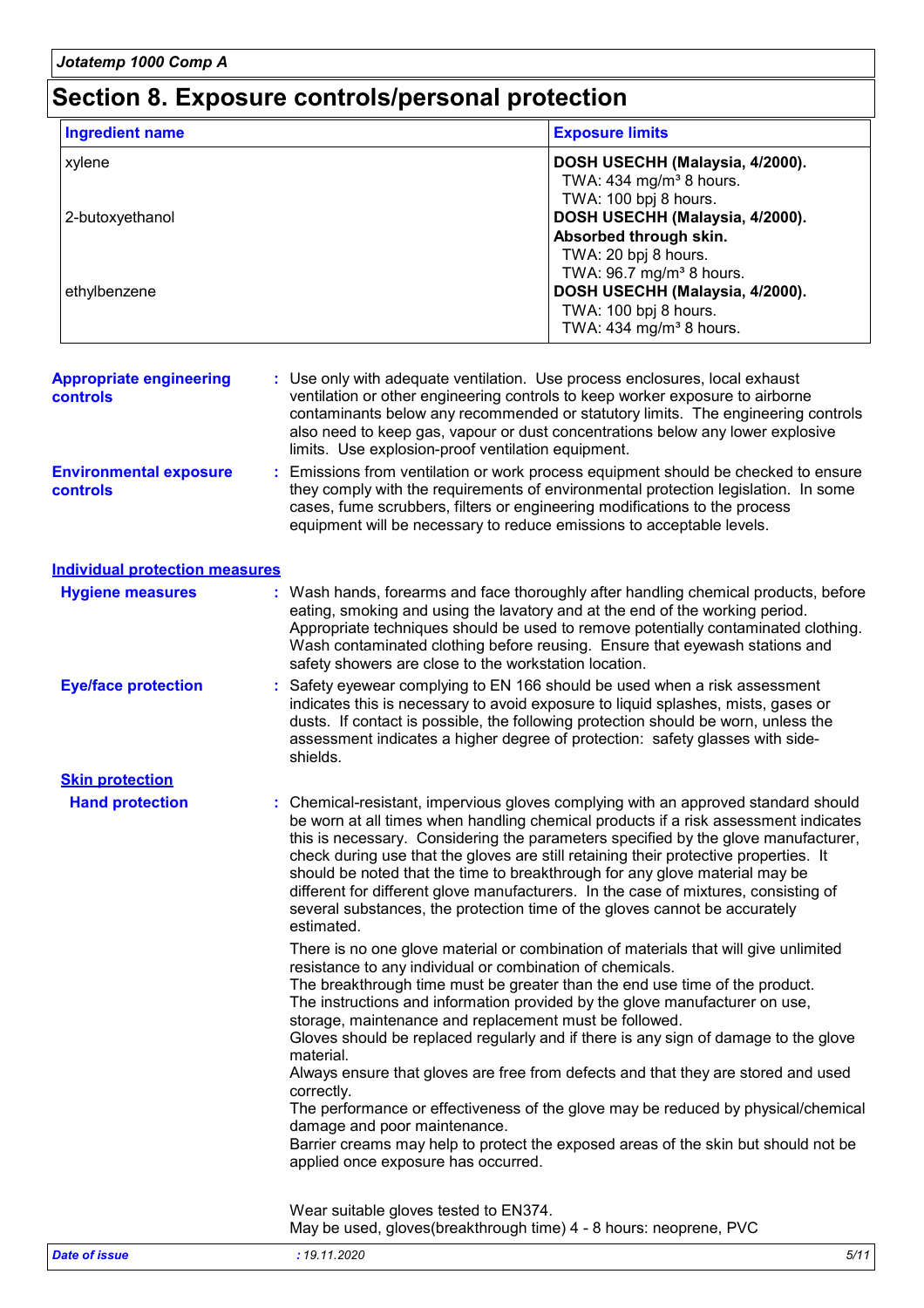# Section 8. Exposure controls/personal protection

| Ingredient name | Exposure limits |
| --- | --- |
| xylene | **DOSH USECHH (Malaysia, 4/2000).**<br>TWA: 434 mg/m³ 8 hours.<br>TWA: 100 bpj 8 hours. |
| 2-butoxyethanol | **DOSH USECHH (Malaysia, 4/2000).**<br>**Absorbed through skin.**<br>TWA: 20 bpj 8 hours.<br>TWA: 96.7 mg/m³ 8 hours. |
| ethylbenzene | **DOSH USECHH (Malaysia, 4/2000).**<br>TWA: 100 bpj 8 hours.<br>TWA: 434 mg/m³ 8 hours. |

**Appropriate engineering controls** : Use only with adequate ventilation. Use process enclosures, local exhaust ventilation or other engineering controls to keep worker exposure to airborne contaminants below any recommended or statutory limits. The engineering controls also need to keep gas, vapour or dust concentrations below any lower explosive limits. Use explosion-proof ventilation equipment.

**Environmental exposure controls** : Emissions from ventilation or work process equipment should be checked to ensure they comply with the requirements of environmental protection legislation. In some cases, fume scrubbers, filters or engineering modifications to the process equipment will be necessary to reduce emissions to acceptable levels.

## Individual protection measures

**Hygiene measures** : Wash hands, forearms and face thoroughly after handling chemical products, before eating, smoking and using the lavatory and at the end of the working period. Appropriate techniques should be used to remove potentially contaminated clothing. Wash contaminated clothing before reusing. Ensure that eyewash stations and safety showers are close to the workstation location.

**Eye/face protection** : Safety eyewear complying to EN 166 should be used when a risk assessment indicates this is necessary to avoid exposure to liquid splashes, mists, gases or dusts. If contact is possible, the following protection should be worn, unless the assessment indicates a higher degree of protection: safety glasses with side-shields.

### Skin protection

**Hand protection** : Chemical-resistant, impervious gloves complying with an approved standard should be worn at all times when handling chemical products if a risk assessment indicates this is necessary. Considering the parameters specified by the glove manufacturer, check during use that the gloves are still retaining their protective properties. It should be noted that the time to breakthrough for any glove material may be different for different glove manufacturers. In the case of mixtures, consisting of several substances, the protection time of the gloves cannot be accurately estimated.

There is no one glove material or combination of materials that will give unlimited resistance to any individual or combination of chemicals.
The breakthrough time must be greater than the end use time of the product.
The instructions and information provided by the glove manufacturer on use, storage, maintenance and replacement must be followed.
Gloves should be replaced regularly and if there is any sign of damage to the glove material.
Always ensure that gloves are free from defects and that they are stored and used correctly.
The performance or effectiveness of the glove may be reduced by physical/chemical damage and poor maintenance.
Barrier creams may help to protect the exposed areas of the skin but should not be applied once exposure has occurred.

Wear suitable gloves tested to EN374.
May be used, gloves(breakthrough time) 4 - 8 hours: neoprene, PVC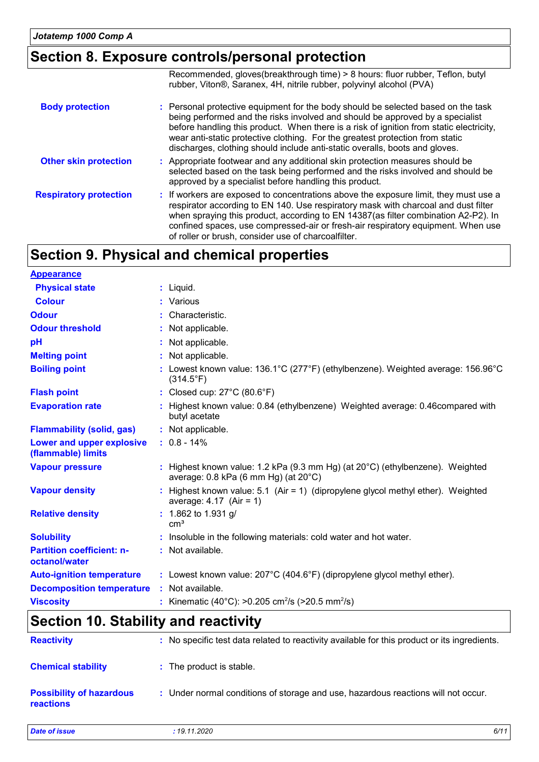## Section 8. Exposure controls/personal protection

Recommended, gloves(breakthrough time) > 8 hours: fluor rubber, Teflon, butyl rubber, Viton®, Saranex, 4H, nitrile rubber, polyvinyl alcohol (PVA)

**Body protection** : Personal protective equipment for the body should be selected based on the task being performed and the risks involved and should be approved by a specialist before handling this product. When there is a risk of ignition from static electricity, wear anti-static protective clothing. For the greatest protection from static discharges, clothing should include anti-static overalls, boots and gloves.

**Other skin protection** : Appropriate footwear and any additional skin protection measures should be selected based on the task being performed and the risks involved and should be approved by a specialist before handling this product.

**Respiratory protection** : If workers are exposed to concentrations above the exposure limit, they must use a respirator according to EN 140. Use respiratory mask with charcoal and dust filter when spraying this product, according to EN 14387(as filter combination A2-P2). In confined spaces, use compressed-air or fresh-air respiratory equipment. When use of roller or brush, consider use of charcoalfilter.

## Section 9. Physical and chemical properties

**Appearance**

| | |
|---|---|
| **Physical state** | : Liquid. |
| **Colour** | : Various |
| **Odour** | : Characteristic. |
| **Odour threshold** | : Not applicable. |
| **pH** | : Not applicable. |
| **Melting point** | : Not applicable. |
| **Boiling point** | : Lowest known value: 136.1°C (277°F) (ethylbenzene). Weighted average: 156.96°C (314.5°F) |
| **Flash point** | : Closed cup: 27°C (80.6°F) |
| **Evaporation rate** | : Highest known value: 0.84 (ethylbenzene) Weighted average: 0.46compared with butyl acetate |
| **Flammability (solid, gas)** | : Not applicable. |
| **Lower and upper explosive (flammable) limits** | : 0.8 - 14% |
| **Vapour pressure** | : Highest known value: 1.2 kPa (9.3 mm Hg) (at 20°C) (ethylbenzene). Weighted average: 0.8 kPa (6 mm Hg) (at 20°C) |
| **Vapour density** | : Highest known value: 5.1 (Air = 1) (dipropylene glycol methyl ether). Weighted average: 4.17 (Air = 1) |
| **Relative density** | : 1.862 to 1.931 g/ $cm^3$ |
| **Solubility** | : Insoluble in the following materials: cold water and hot water. |
| **Partition coefficient: n-octanol/water** | : Not available. |
| **Auto-ignition temperature** | : Lowest known value: 207°C (404.6°F) (dipropylene glycol methyl ether). |
| **Decomposition temperature** | : Not available. |
| **Viscosity** | : Kinematic (40°C): >0.205 $cm^2/s$ (>20.5 $mm^2/s$) |

## Section 10. Stability and reactivity

**Reactivity** : No specific test data related to reactivity available for this product or its ingredients.

**Chemical stability** : The product is stable.

**Possibility of hazardous reactions** : Under normal conditions of storage and use, hazardous reactions will not occur.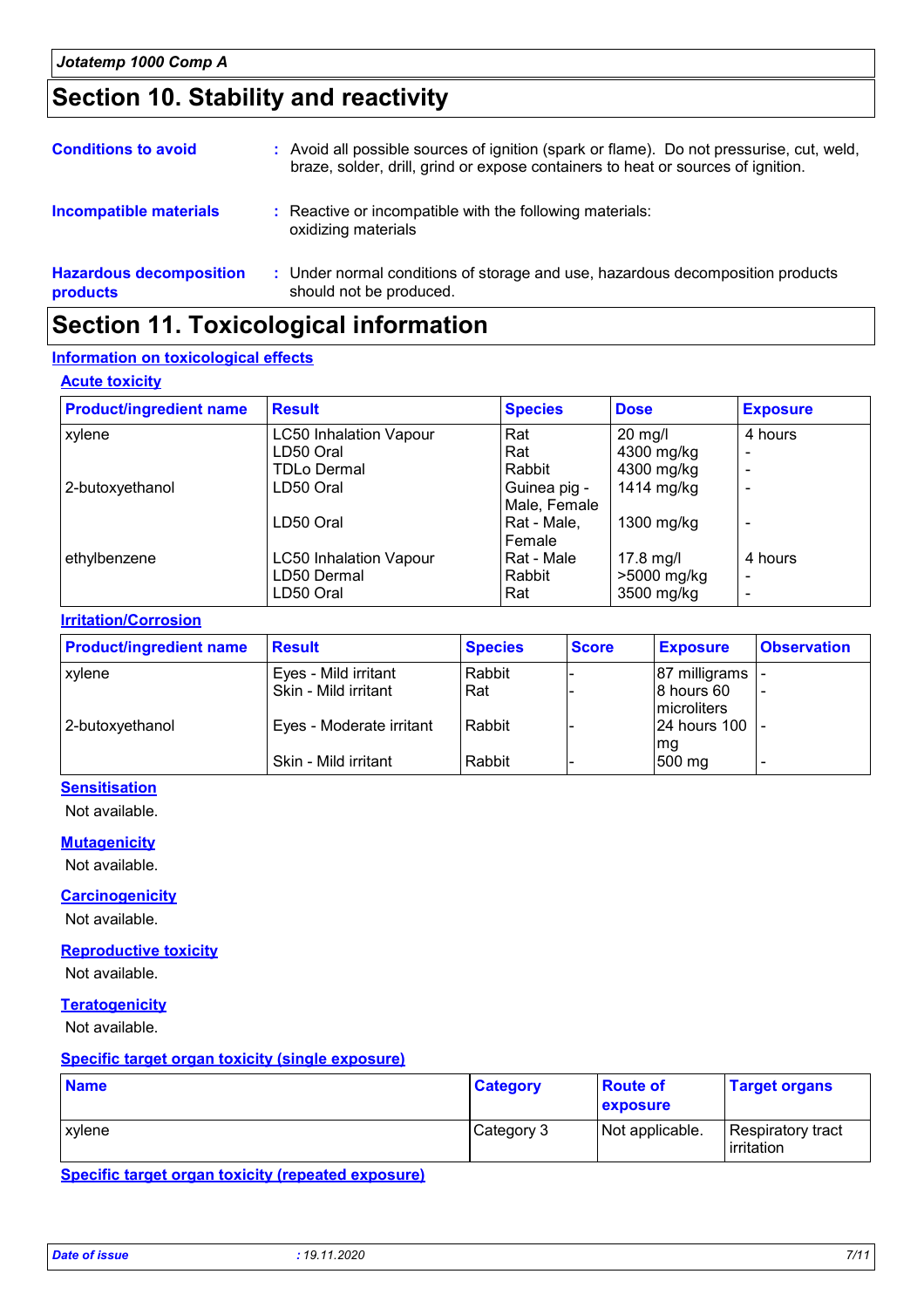## Section 10. Stability and reactivity

**Conditions to avoid** : Avoid all possible sources of ignition (spark or flame). Do not pressurise, cut, weld, braze, solder, drill, grind or expose containers to heat or sources of ignition.

**Incompatible materials** : Reactive or incompatible with the following materials: oxidizing materials

**Hazardous decomposition products** : Under normal conditions of storage and use, hazardous decomposition products should not be produced.

## Section 11. Toxicological information

### Information on toxicological effects

#### Acute toxicity

| Product/ingredient name | Result | Species | Dose | Exposure |
|---|---|---|---|---|
| xylene | LC50 Inhalation Vapour | Rat | 20 mg/l | 4 hours |
| | LD50 Oral | Rat | 4300 mg/kg | - |
| | TDLo Dermal | Rabbit | 4300 mg/kg | - |
| 2-butoxyethanol | LD50 Oral | Guinea pig - Male, Female | 1414 mg/kg | - |
| | LD50 Oral | Rat - Male, Female | 1300 mg/kg | - |
| ethylbenzene | LC50 Inhalation Vapour | Rat - Male | 17.8 mg/l | 4 hours |
| | LD50 Dermal | Rabbit | >5000 mg/kg | - |
| | LD50 Oral | Rat | 3500 mg/kg | - |

#### Irritation/Corrosion

| Product/ingredient name | Result | Species | Score | Exposure | Observation |
|---|---|---|---|---|---|
| xylene | Eyes - Mild irritant | Rabbit | - | 87 milligrams | - |
| | Skin - Mild irritant | Rat | - | 8 hours 60 microliters | - |
| 2-butoxyethanol | Eyes - Moderate irritant | Rabbit | - | 24 hours 100 mg | - |
| | Skin - Mild irritant | Rabbit | - | 500 mg | - |

#### Sensitisation

Not available.

#### Mutagenicity

Not available.

#### Carcinogenicity

Not available.

#### Reproductive toxicity

Not available.

#### Teratogenicity

Not available.

#### Specific target organ toxicity (single exposure)

| Name | Category | Route of exposure | Target organs |
|---|---|---|---|
| xylene | Category 3 | Not applicable. | Respiratory tract irritation |

#### Specific target organ toxicity (repeated exposure)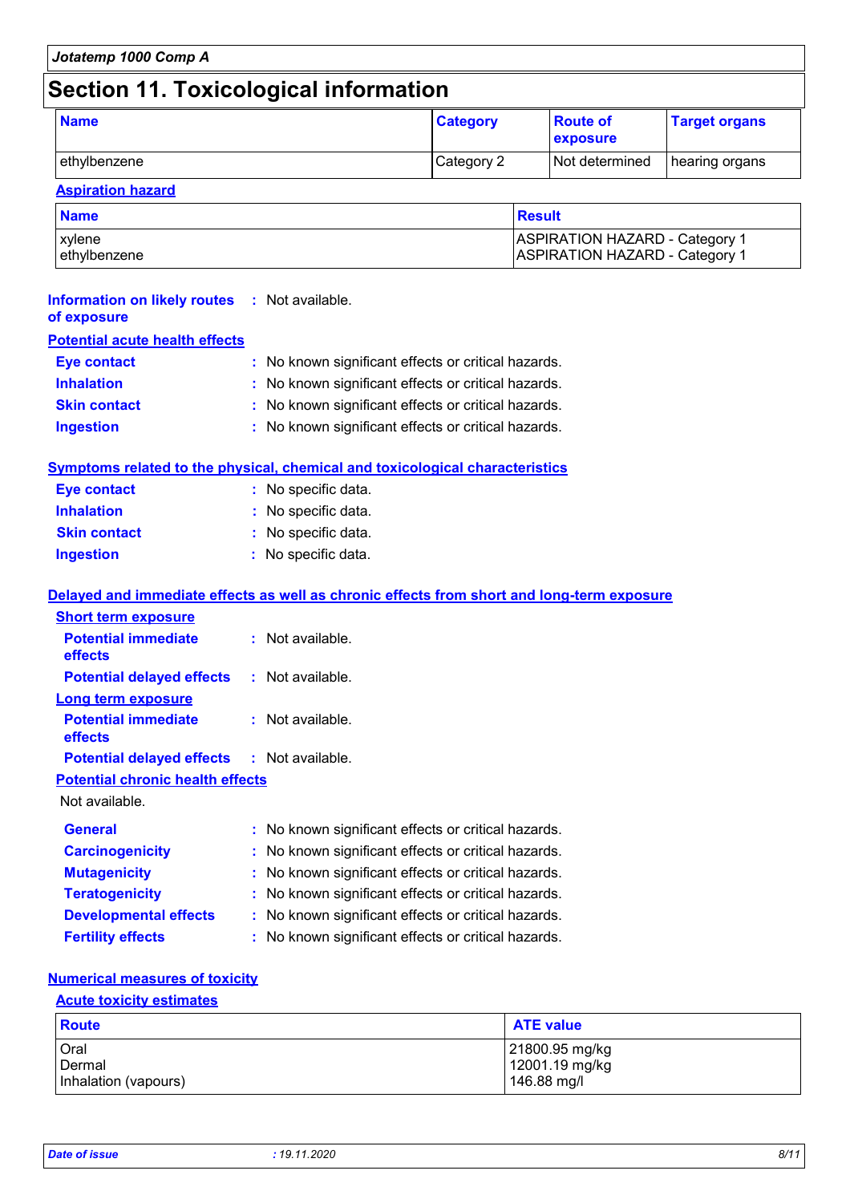# Section 11. Toxicological information

| Name | Category | Route of exposure | Target organs |
| --- | --- | --- | --- |
| ethylbenzene | Category 2 | Not determined | hearing organs |

**Aspiration hazard**

| Name | Result |
| --- | --- |
| xylene<br>ethylbenzene | ASPIRATION HAZARD - Category 1<br>ASPIRATION HAZARD - Category 1 |

**Information on likely routes of exposure** : Not available.

**Potential acute health effects**

**Eye contact** : No known significant effects or critical hazards.
**Inhalation** : No known significant effects or critical hazards.
**Skin contact** : No known significant effects or critical hazards.
**Ingestion** : No known significant effects or critical hazards.

**Symptoms related to the physical, chemical and toxicological characteristics**

**Eye contact** : No specific data.
**Inhalation** : No specific data.
**Skin contact** : No specific data.
**Ingestion** : No specific data.

**Delayed and immediate effects as well as chronic effects from short and long-term exposure**

**Short term exposure**

**Potential immediate effects** : Not available.
**Potential delayed effects** : Not available.

**Long term exposure**

**Potential immediate effects** : Not available.
**Potential delayed effects** : Not available.

**Potential chronic health effects**

Not available.

**General** : No known significant effects or critical hazards.
**Carcinogenicity** : No known significant effects or critical hazards.
**Mutagenicity** : No known significant effects or critical hazards.
**Teratogenicity** : No known significant effects or critical hazards.
**Developmental effects** : No known significant effects or critical hazards.
**Fertility effects** : No known significant effects or critical hazards.

**Numerical measures of toxicity**

**Acute toxicity estimates**

| Route | ATE value |
| --- | --- |
| Oral<br>Dermal<br>Inhalation (vapours) | 21800.95 mg/kg<br>12001.19 mg/kg<br>146.88 mg/l |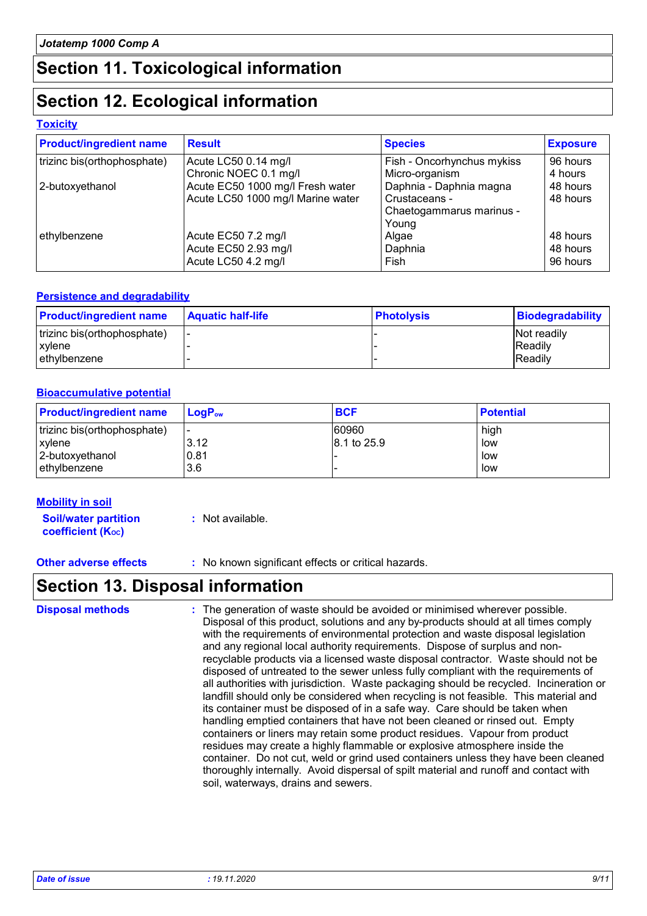## Section 11. Toxicological information

## Section 12. Ecological information

### Toxicity

| Product/ingredient name | Result | Species | Exposure |
|---|---|---|---|
| trizinc bis(orthophosphate) | Acute LC50 0.14 mg/l | Fish - Oncorhynchus mykiss | 96 hours |
| | Chronic NOEC 0.1 mg/l | Micro-organism | 4 hours |
| 2-butoxyethanol | Acute EC50 1000 mg/l Fresh water | Daphnia - Daphnia magna | 48 hours |
| | Acute LC50 1000 mg/l Marine water | Crustaceans - Chaetogammarus marinus - Young | 48 hours |
| ethylbenzene | Acute EC50 7.2 mg/l | Algae | 48 hours |
| | Acute EC50 2.93 mg/l | Daphnia | 48 hours |
| | Acute LC50 4.2 mg/l | Fish | 96 hours |

### Persistence and degradability

| Product/ingredient name | Aquatic half-life | Photolysis | Biodegradability |
|---|---|---|---|
| trizinc bis(orthophosphate) | - | - | Not readily |
| xylene | - | - | Readily |
| ethylbenzene | - | - | Readily |

### Bioaccumulative potential

| Product/ingredient name | $LogP_{ow}$ | BCF | Potential |
|---|---|---|---|
| trizinc bis(orthophosphate) | - | 60960 | high |
| xylene | 3.12 | 8.1 to 25.9 | low |
| 2-butoxyethanol | 0.81 | - | low |
| ethylbenzene | 3.6 | - | low |

### Mobility in soil

**Soil/water partition coefficient ($K_{OC}$)** : Not available.

**Other adverse effects** : No known significant effects or critical hazards.

## Section 13. Disposal information

**Disposal methods** : The generation of waste should be avoided or minimised wherever possible. Disposal of this product, solutions and any by-products should at all times comply with the requirements of environmental protection and waste disposal legislation and any regional local authority requirements. Dispose of surplus and non-recyclable products via a licensed waste disposal contractor. Waste should not be disposed of untreated to the sewer unless fully compliant with the requirements of all authorities with jurisdiction. Waste packaging should be recycled. Incineration or landfill should only be considered when recycling is not feasible. This material and its container must be disposed of in a safe way. Care should be taken when handling emptied containers that have not been cleaned or rinsed out. Empty containers or liners may retain some product residues. Vapour from product residues may create a highly flammable or explosive atmosphere inside the container. Do not cut, weld or grind used containers unless they have been cleaned thoroughly internally. Avoid dispersal of spilt material and runoff and contact with soil, waterways, drains and sewers.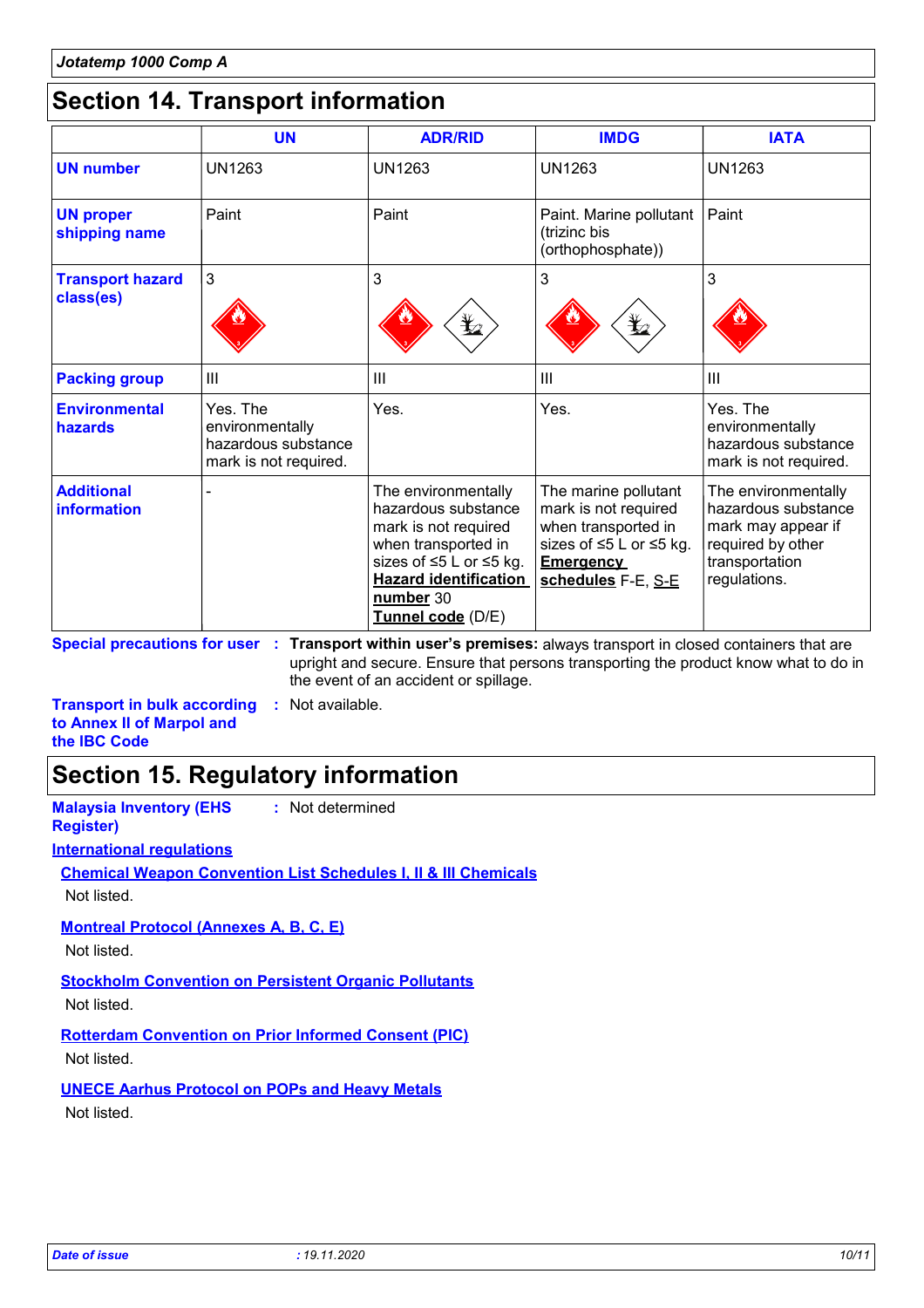## Section 14. Transport information

| | UN | ADR/RID | IMDG | IATA |
|---|---|---|---|---|
| **UN number** | UN1263 | UN1263 | UN1263 | UN1263 |
| **UN proper shipping name** | Paint | Paint | Paint. Marine pollutant (trizinc bis (orthophosphate)) | Paint |
| **Transport hazard class(es)** | 3 | 3 | 3 | 3 |
| **Packing group** | III | III | III | III |
| **Environmental hazards** | Yes. The environmentally hazardous substance mark is not required. | Yes. | Yes. | Yes. The environmentally hazardous substance mark is not required. |
| **Additional information** | - | The environmentally hazardous substance mark is not required when transported in sizes of ≤5 L or ≤5 kg. **Hazard identification number** 30 **Tunnel code** (D/E) | The marine pollutant mark is not required when transported in sizes of ≤5 L or ≤5 kg. **Emergency schedules** F-E, S-E | The environmentally hazardous substance mark may appear if required by other transportation regulations. |

**Special precautions for user** : **Transport within user's premises:** always transport in closed containers that are upright and secure. Ensure that persons transporting the product know what to do in the event of an accident or spillage.

**Transport in bulk according to Annex II of Marpol and the IBC Code** : Not available.

## Section 15. Regulatory information

**Malaysia Inventory (EHS Register)** : Not determined

**International regulations**

**Chemical Weapon Convention List Schedules I, II & III Chemicals**

Not listed.

**Montreal Protocol (Annexes A, B, C, E)**

Not listed.

**Stockholm Convention on Persistent Organic Pollutants**

Not listed.

**Rotterdam Convention on Prior Informed Consent (PIC)**

Not listed.

**UNECE Aarhus Protocol on POPs and Heavy Metals**

Not listed.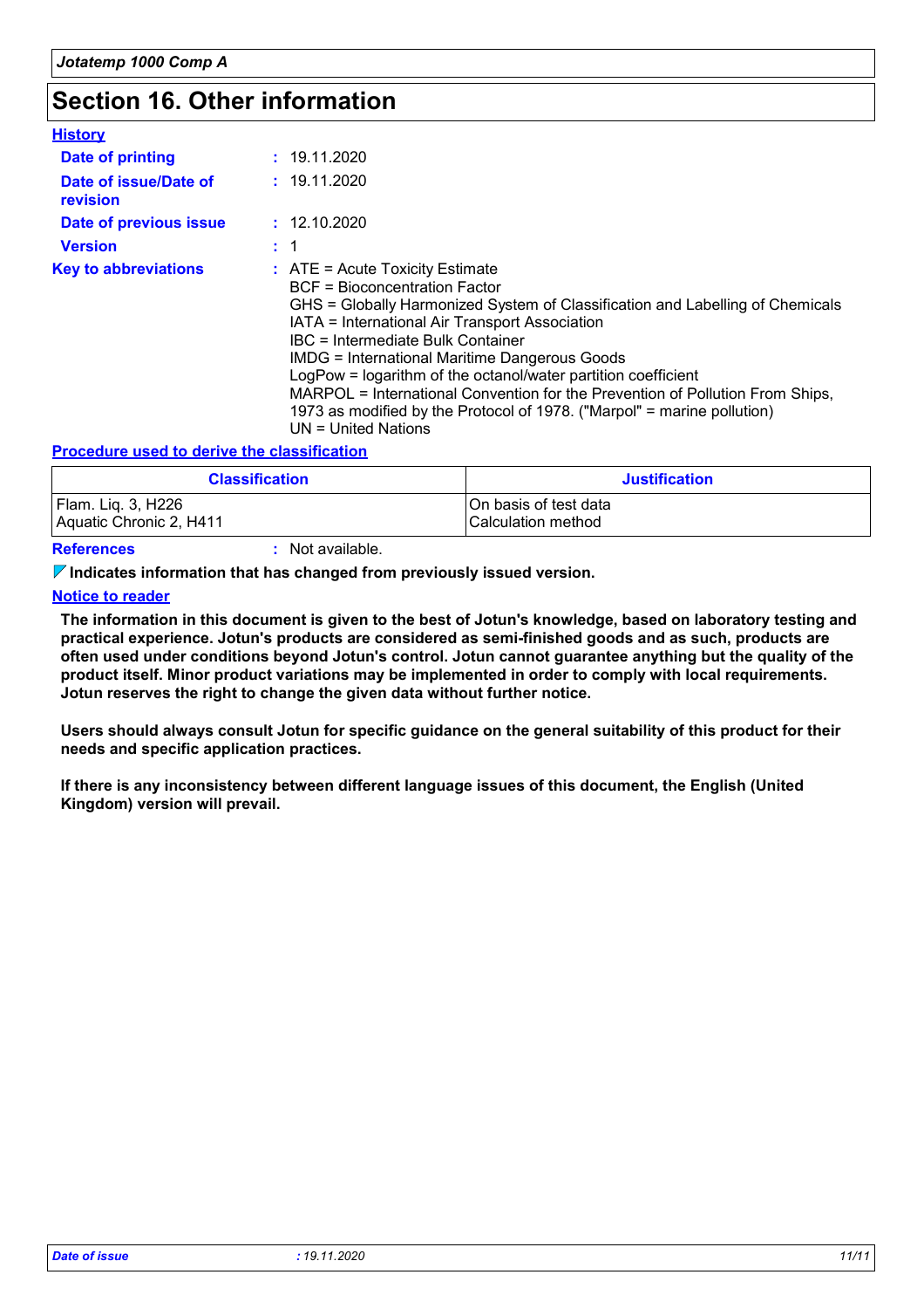# Section 16. Other information

**History**

**Date of printing** : 19.11.2020

**Date of issue/Date of revision** : 19.11.2020

**Date of previous issue** : 12.10.2020

**Version** : 1

**Key to abbreviations** : ATE = Acute Toxicity Estimate
BCF = Bioconcentration Factor
GHS = Globally Harmonized System of Classification and Labelling of Chemicals
IATA = International Air Transport Association
IBC = Intermediate Bulk Container
IMDG = International Maritime Dangerous Goods
LogPow = logarithm of the octanol/water partition coefficient
MARPOL = International Convention for the Prevention of Pollution From Ships, 1973 as modified by the Protocol of 1978. ("Marpol" = marine pollution)
UN = United Nations

**Procedure used to derive the classification**

| Classification | Justification |
|---|---|
| Flam. Liq. 3, H226<br>Aquatic Chronic 2, H411 | On basis of test data<br>Calculation method |

**References** : Not available.

**Indicates information that has changed from previously issued version.**

**Notice to reader**

**The information in this document is given to the best of Jotun's knowledge, based on laboratory testing and practical experience. Jotun's products are considered as semi-finished goods and as such, products are often used under conditions beyond Jotun's control. Jotun cannot guarantee anything but the quality of the product itself. Minor product variations may be implemented in order to comply with local requirements. Jotun reserves the right to change the given data without further notice.**

**Users should always consult Jotun for specific guidance on the general suitability of this product for their needs and specific application practices.**

**If there is any inconsistency between different language issues of this document, the English (United Kingdom) version will prevail.**